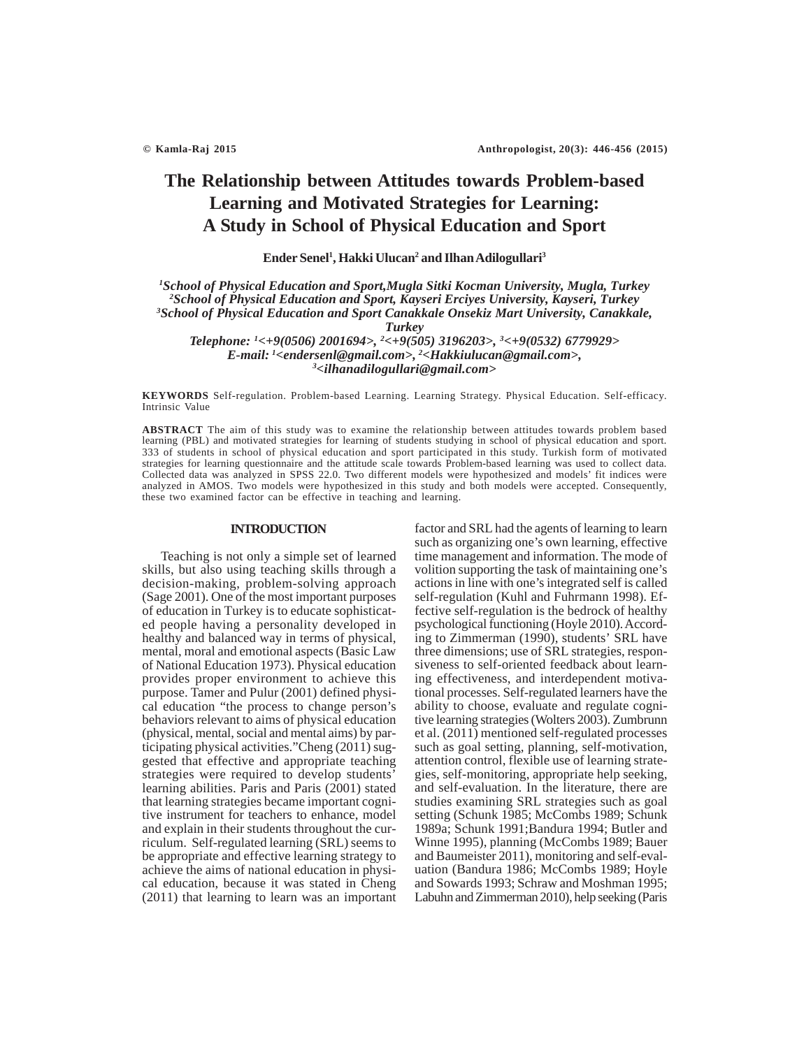# The Relationship between Attitudes towards Problem-based Learning and Motivated Strategies for Learning: A Study in School of Physical Education and Sport

**Ender Senel[1], Hakki Ulucan[2] and Ilhan Adilogullari[3]**

*[1]School of Physical Education and Sport,Mugla Sitki Kocman University, Mugla, Turkey*
*[2]School of Physical Education and Sport, Kayseri Erciyes University, Kayseri, Turkey*
*[3]School of Physical Education and Sport Canakkale Onsekiz Mart University, Canakkale, Turkey*
*Telephone: [1]<+9(0506) 2001694>, [2]<+9(505) 3196203>, [3]<+9(0532) 6779929>*
*E-mail: [1]<endersenl@gmail.com>, [2]<Hakkiulucan@gmail.com>, [3]<ilhanadilogullari@gmail.com>*

**KEYWORDS** Self-regulation. Problem-based Learning. Learning Strategy. Physical Education. Self-efficacy. Intrinsic Value

**ABSTRACT** The aim of this study was to examine the relationship between attitudes towards problem based learning (PBL) and motivated strategies for learning of students studying in school of physical education and sport. 333 of students in school of physical education and sport participated in this study. Turkish form of motivated strategies for learning questionnaire and the attitude scale towards Problem-based learning was used to collect data. Collected data was analyzed in SPSS 22.0. Two different models were hypothesized and models' fit indices were analyzed in AMOS. Two models were hypothesized in this study and both models were accepted. Consequently, these two examined factor can be effective in teaching and learning.

## INTRODUCTION

Teaching is not only a simple set of learned skills, but also using teaching skills through a decision-making, problem-solving approach (Sage 2001). One of the most important purposes of education in Turkey is to educate sophisticated people having a personality developed in healthy and balanced way in terms of physical, mental, moral and emotional aspects (Basic Law of National Education 1973). Physical education provides proper environment to achieve this purpose. Tamer and Pulur (2001) defined physical education "the process to change person's behaviors relevant to aims of physical education (physical, mental, social and mental aims) by participating physical activities."Cheng (2011) suggested that effective and appropriate teaching strategies were required to develop students' learning abilities. Paris and Paris (2001) stated that learning strategies became important cognitive instrument for teachers to enhance, model and explain in their students throughout the curriculum. Self-regulated learning (SRL) seems to be appropriate and effective learning strategy to achieve the aims of national education in physical education, because it was stated in Cheng (2011) that learning to learn was an important factor and SRL had the agents of learning to learn such as organizing one's own learning, effective time management and information. The mode of volition supporting the task of maintaining one's actions in line with one's integrated self is called self-regulation (Kuhl and Fuhrmann 1998). Effective self-regulation is the bedrock of healthy psychological functioning (Hoyle 2010). According to Zimmerman (1990), students' SRL have three dimensions; use of SRL strategies, responsiveness to self-oriented feedback about learning effectiveness, and interdependent motivational processes. Self-regulated learners have the ability to choose, evaluate and regulate cognitive learning strategies (Wolters 2003). Zumbrunn et al. (2011) mentioned self-regulated processes such as goal setting, planning, self-motivation, attention control, flexible use of learning strategies, self-monitoring, appropriate help seeking, and self-evaluation. In the literature, there are studies examining SRL strategies such as goal setting (Schunk 1985; McCombs 1989; Schunk 1989a; Schunk 1991;Bandura 1994; Butler and Winne 1995), planning (McCombs 1989; Bauer and Baumeister 2011), monitoring and self-evaluation (Bandura 1986; McCombs 1989; Hoyle and Sowards 1993; Schraw and Moshman 1995; Labuhn and Zimmerman 2010), help seeking (Paris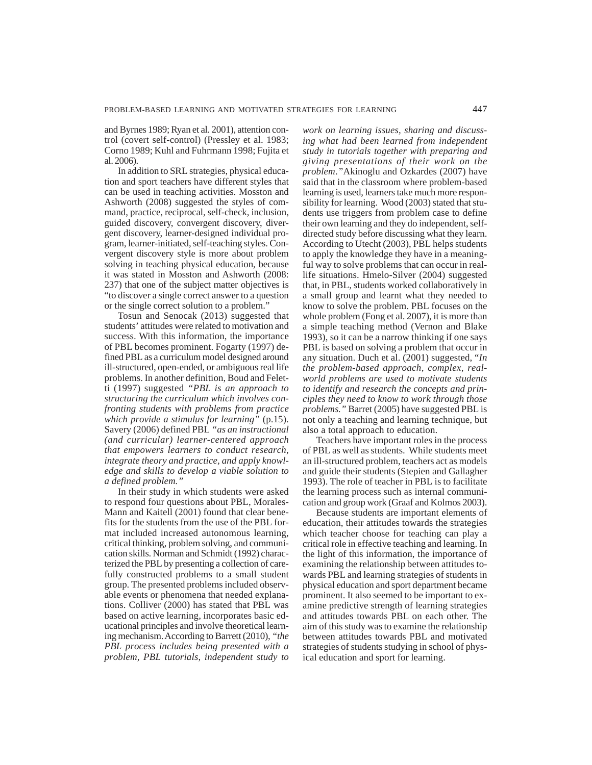and Byrnes 1989; Ryan et al. 2001), attention control (covert self-control) (Pressley et al. 1983; Corno 1989; Kuhl and Fuhrmann 1998; Fujita et al. 2006).

In addition to SRL strategies, physical education and sport teachers have different styles that can be used in teaching activities. Mosston and Ashworth (2008) suggested the styles of command, practice, reciprocal, self-check, inclusion, guided discovery, convergent discovery, divergent discovery, learner-designed individual program, learner-initiated, self-teaching styles. Convergent discovery style is more about problem solving in teaching physical education, because it was stated in Mosston and Ashworth (2008: 237) that one of the subject matter objectives is "to discover a single correct answer to a question or the single correct solution to a problem."

Tosun and Senocak (2013) suggested that students' attitudes were related to motivation and success. With this information, the importance of PBL becomes prominent. Fogarty (1997) defined PBL as a curriculum model designed around ill-structured, open-ended, or ambiguous real life problems. In another definition, Boud and Feletti (1997) suggested *"PBL is an approach to structuring the curriculum which involves confronting students with problems from practice which provide a stimulus for learning"* (p.15). Savery (2006) defined PBL *"as an instructional (and curricular) learner-centered approach that empowers learners to conduct research, integrate theory and practice, and apply knowledge and skills to develop a viable solution to a defined problem."*

In their study in which students were asked to respond four questions about PBL, Morales-Mann and Kaitell (2001) found that clear benefits for the students from the use of the PBL format included increased autonomous learning, critical thinking, problem solving, and communication skills. Norman and Schmidt (1992) characterized the PBL by presenting a collection of carefully constructed problems to a small student group. The presented problems included observable events or phenomena that needed explanations. Colliver (2000) has stated that PBL was based on active learning, incorporates basic educational principles and involve theoretical learning mechanism. According to Barrett (2010), *"the PBL process includes being presented with a problem, PBL tutorials, independent study to work on learning issues, sharing and discussing what had been learned from independent study in tutorials together with preparing and giving presentations of their work on the problem."* Akinoglu and Ozkardes (2007) have said that in the classroom where problem-based learning is used, learners take much more responsibility for learning. Wood (2003) stated that students use triggers from problem case to define their own learning and they do independent, self-directed study before discussing what they learn. According to Utecht (2003), PBL helps students to apply the knowledge they have in a meaningful way to solve problems that can occur in real-life situations. Hmelo-Silver (2004) suggested that, in PBL, students worked collaboratively in a small group and learnt what they needed to know to solve the problem. PBL focuses on the whole problem (Fong et al. 2007), it is more than a simple teaching method (Vernon and Blake 1993), so it can be a narrow thinking if one says PBL is based on solving a problem that occur in any situation. Duch et al. (2001) suggested, *"In the problem-based approach, complex, real-world problems are used to motivate students to identify and research the concepts and principles they need to know to work through those problems."* Barret (2005) have suggested PBL is not only a teaching and learning technique, but also a total approach to education.

Teachers have important roles in the process of PBL as well as students. While students meet an ill-structured problem, teachers act as models and guide their students (Stepien and Gallagher 1993). The role of teacher in PBL is to facilitate the learning process such as internal communication and group work (Graaf and Kolmos 2003).

Because students are important elements of education, their attitudes towards the strategies which teacher choose for teaching can play a critical role in effective teaching and learning. In the light of this information, the importance of examining the relationship between attitudes towards PBL and learning strategies of students in physical education and sport department became prominent. It also seemed to be important to examine predictive strength of learning strategies and attitudes towards PBL on each other. The aim of this study was to examine the relationship between attitudes towards PBL and motivated strategies of students studying in school of physical education and sport for learning.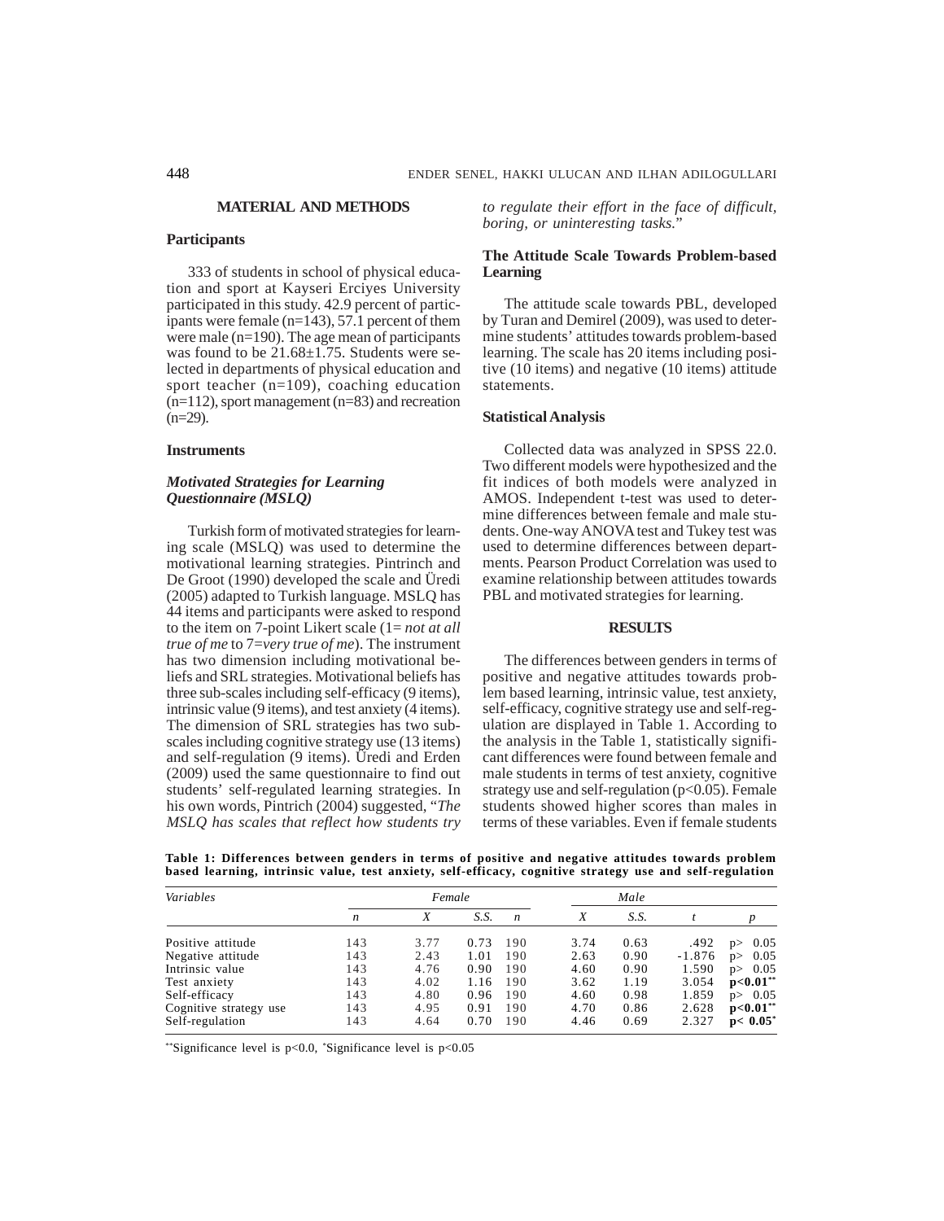## MATERIAL AND METHODS

### Participants

333 of students in school of physical education and sport at Kayseri Erciyes University participated in this study. 42.9 percent of participants were female (n=143), 57.1 percent of them were male (n=190). The age mean of participants was found to be 21.68±1.75. Students were selected in departments of physical education and sport teacher (n=109), coaching education (n=112), sport management (n=83) and recreation (n=29).

### Instruments

#### *Motivated Strategies for Learning Questionnaire (MSLQ)*

Turkish form of motivated strategies for learning scale (MSLQ) was used to determine the motivational learning strategies. Pintrinch and De Groot (1990) developed the scale and Üredi (2005) adapted to Turkish language. MSLQ has 44 items and participants were asked to respond to the item on 7-point Likert scale (1= *not at all true of me* to 7=*very true of me*). The instrument has two dimension including motivational beliefs and SRL strategies. Motivational beliefs has three sub-scales including self-efficacy (9 items), intrinsic value (9 items), and test anxiety (4 items). The dimension of SRL strategies has two subscales including cognitive strategy use (13 items) and self-regulation (9 items). Üredi and Erden (2009) used the same questionnaire to find out students' self-regulated learning strategies. In his own words, Pintrich (2004) suggested, "*The MSLQ has scales that reflect how students try to regulate their effort in the face of difficult, boring, or uninteresting tasks.*"

### The Attitude Scale Towards Problem-based Learning

The attitude scale towards PBL, developed by Turan and Demirel (2009), was used to determine students' attitudes towards problem-based learning. The scale has 20 items including positive (10 items) and negative (10 items) attitude statements.

### Statistical Analysis

Collected data was analyzed in SPSS 22.0. Two different models were hypothesized and the fit indices of both models were analyzed in AMOS. Independent t-test was used to determine differences between female and male students. One-way ANOVA test and Tukey test was used to determine differences between departments. Pearson Product Correlation was used to examine relationship between attitudes towards PBL and motivated strategies for learning.

## RESULTS

The differences between genders in terms of positive and negative attitudes towards problem based learning, intrinsic value, test anxiety, self-efficacy, cognitive strategy use and self-regulation are displayed in Table 1. According to the analysis in the Table 1, statistically significant differences were found between female and male students in terms of test anxiety, cognitive strategy use and self-regulation ($p<0.05$). Female students showed higher scores than males in terms of these variables. Even if female students

**Table 1: Differences between genders in terms of positive and negative attitudes towards problem based learning, intrinsic value, test anxiety, self-efficacy, cognitive strategy use and self-regulation**

| *Variables* | *Female* | | | *Male* | | | | |
|---|---|---|---|---|---|---|---|---|
| | *n* | *X* | *S.S.* | *n* | *X* | *S.S.* | *t* | *p* |
| Positive attitude | 143 | 3.77 | 0.73 | 190 | 3.74 | 0.63 | .492 | p> 0.05 |
| Negative attitude | 143 | 2.43 | 1.01 | 190 | 2.63 | 0.90 | -1.876 | p> 0.05 |
| Intrinsic value | 143 | 4.76 | 0.90 | 190 | 4.60 | 0.90 | 1.590 | p> 0.05 |
| Test anxiety | 143 | 4.02 | 1.16 | 190 | 3.62 | 1.19 | 3.054 | **p<0.01\*\*** |
| Self-efficacy | 143 | 4.80 | 0.96 | 190 | 4.60 | 0.98 | 1.859 | p> 0.05 |
| Cognitive strategy use | 143 | 4.95 | 0.91 | 190 | 4.70 | 0.86 | 2.628 | **p<0.01\*\*** |
| Self-regulation | 143 | 4.64 | 0.70 | 190 | 4.46 | 0.69 | 2.327 | **p< 0.05\*** |

\*\*Significance level is p<0.0, \*Significance level is p<0.05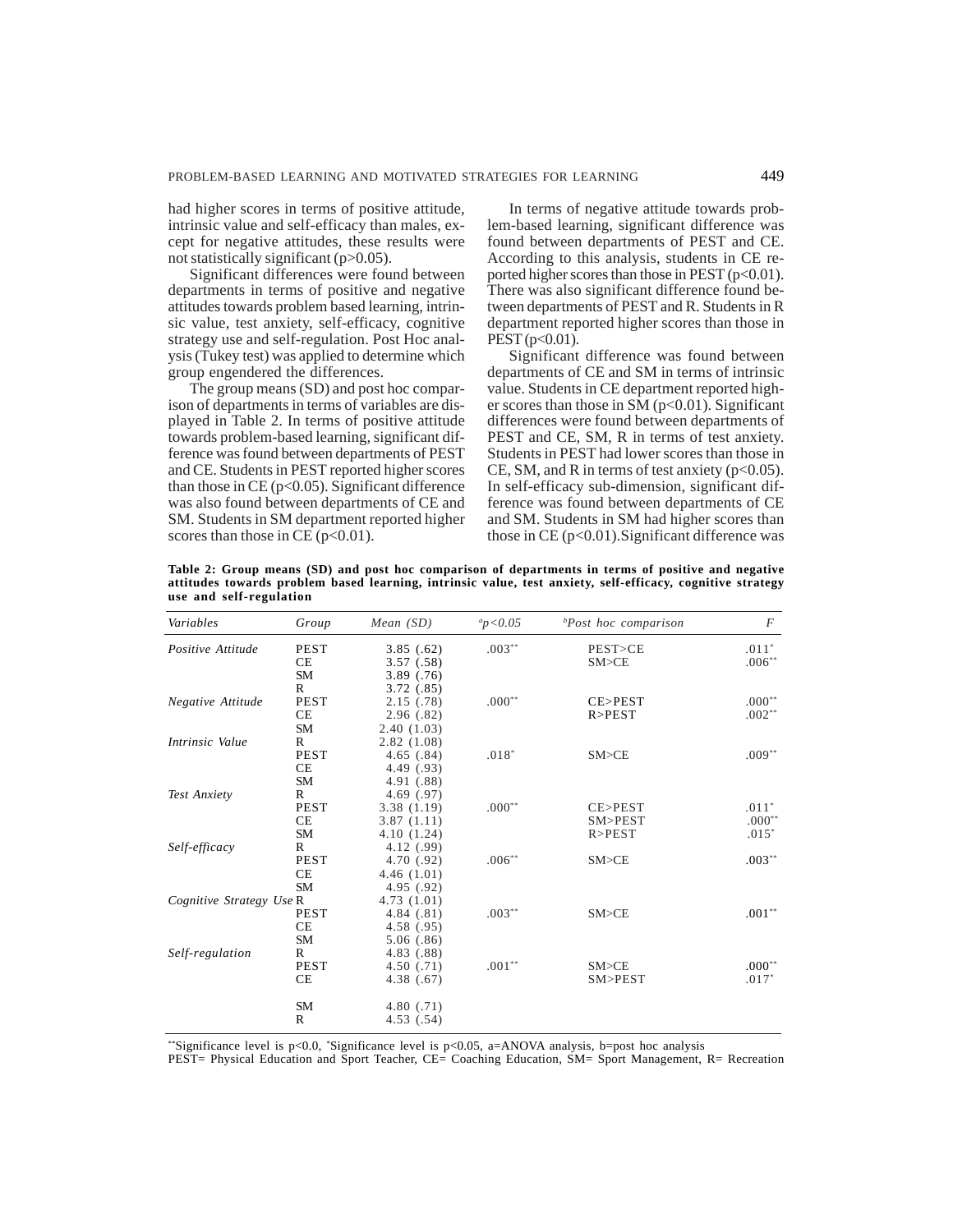had higher scores in terms of positive attitude, intrinsic value and self-efficacy than males, except for negative attitudes, these results were not statistically significant (p>0.05).

Significant differences were found between departments in terms of positive and negative attitudes towards problem based learning, intrinsic value, test anxiety, self-efficacy, cognitive strategy use and self-regulation. Post Hoc analysis (Tukey test) was applied to determine which group engendered the differences.

The group means (SD) and post hoc comparison of departments in terms of variables are displayed in Table 2. In terms of positive attitude towards problem-based learning, significant difference was found between departments of PEST and CE. Students in PEST reported higher scores than those in CE (p<0.05). Significant difference was also found between departments of CE and SM. Students in SM department reported higher scores than those in CE (p<0.01).

In terms of negative attitude towards problem-based learning, significant difference was found between departments of PEST and CE. According to this analysis, students in CE reported higher scores than those in PEST (p<0.01). There was also significant difference found between departments of PEST and R. Students in R department reported higher scores than those in PEST (p<0.01).

Significant difference was found between departments of CE and SM in terms of intrinsic value. Students in CE department reported higher scores than those in SM (p<0.01). Significant differences were found between departments of PEST and CE, SM, R in terms of test anxiety. Students in PEST had lower scores than those in CE, SM, and R in terms of test anxiety (p<0.05). In self-efficacy sub-dimension, significant difference was found between departments of CE and SM. Students in SM had higher scores than those in CE (p<0.01).Significant difference was

**Table 2: Group means (SD) and post hoc comparison of departments in terms of positive and negative attitudes towards problem based learning, intrinsic value, test anxiety, self-efficacy, cognitive strategy use and self-regulation**

| *Variables* | *Group* | *Mean (SD)* | [a]*p<0.05* | [b]*Post hoc comparison* | *F* |
|---|---|---|---|---|---|
| *Positive Attitude* | PEST | 3.85 (.62) | .003** | PEST>CE | .011* |
| | CE | 3.57 (.58) | | SM>CE | .006** |
| | SM | 3.89 (.76) | | | |
| | R | 3.72 (.85) | | | |
| *Negative Attitude* | PEST | 2.15 (.78) | .000** | CE>PEST | .000** |
| | CE | 2.96 (.82) | | R>PEST | .002** |
| | SM | 2.40 (1.03) | | | |
| *Intrinsic Value* | R | 2.82 (1.08) | | | |
| | PEST | 4.65 (.84) | .018* | SM>CE | .009** |
| | CE | 4.49 (.93) | | | |
| | SM | 4.91 (.88) | | | |
| *Test Anxiety* | R | 4.69 (.97) | | | |
| | PEST | 3.38 (1.19) | .000** | CE>PEST | .011* |
| | CE | 3.87 (1.11) | | SM>PEST | .000** |
| | SM | 4.10 (1.24) | | R>PEST | .015* |
| *Self-efficacy* | R | 4.12 (.99) | | | |
| | PEST | 4.70 (.92) | .006** | SM>CE | .003** |
| | CE | 4.46 (1.01) | | | |
| | SM | 4.95 (.92) | | | |
| *Cognitive Strategy Use* | R | 4.73 (1.01) | | | |
| | PEST | 4.84 (.81) | .003** | SM>CE | .001** |
| | CE | 4.58 (.95) | | | |
| | SM | 5.06 (.86) | | | |
| *Self-regulation* | R | 4.83 (.88) | | | |
| | PEST | 4.50 (.71) | .001** | SM>CE | .000** |
| | CE | 4.38 (.67) | | SM>PEST | .017* |
| | SM | 4.80 (.71) | | | |
| | R | 4.53 (.54) | | | |

**Significance level is p<0.0, *Significance level is p<0.05, a=ANOVA analysis, b=post hoc analysis

PEST= Physical Education and Sport Teacher, CE= Coaching Education, SM= Sport Management, R= Recreation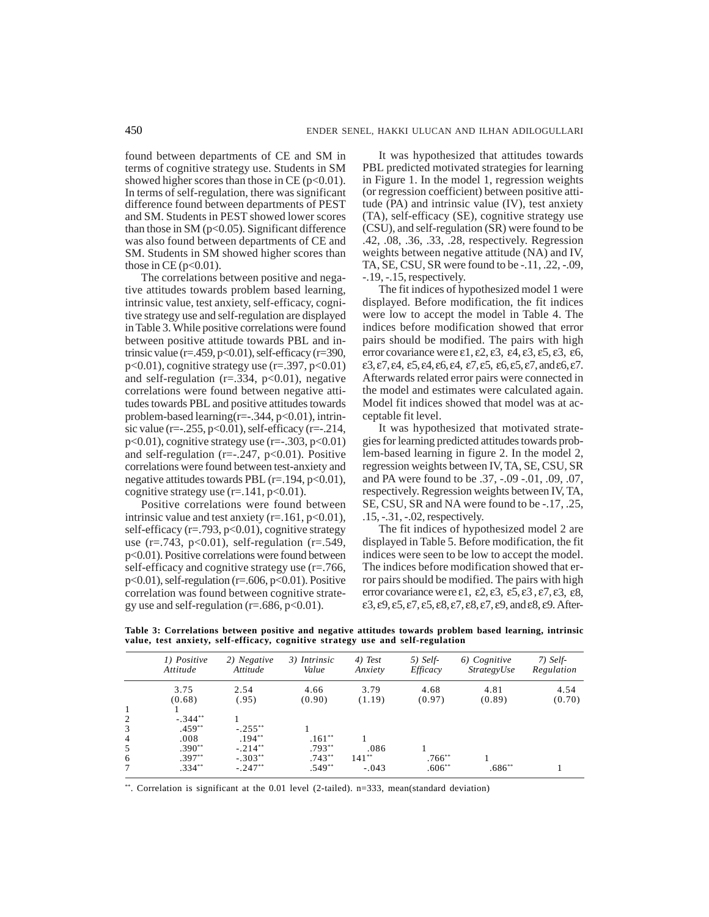found between departments of CE and SM in terms of cognitive strategy use. Students in SM showed higher scores than those in CE ($p<0.01$). In terms of self-regulation, there was significant difference found between departments of PEST and SM. Students in PEST showed lower scores than those in SM ($p<0.05$). Significant difference was also found between departments of CE and SM. Students in SM showed higher scores than those in CE ($p<0.01$).

The correlations between positive and negative attitudes towards problem based learning, intrinsic value, test anxiety, self-efficacy, cognitive strategy use and self-regulation are displayed in Table 3. While positive correlations were found between positive attitude towards PBL and intrinsic value ($r=.459$, $p<0.01$), self-efficacy ($r=390$, $p<0.01$), cognitive strategy use ($r=.397$, $p<0.01$) and self-regulation ($r=.334$, $p<0.01$), negative correlations were found between negative attitudes towards PBL and positive attitudes towards problem-based learning($r=-.344$, $p<0.01$), intrinsic value ($r=-.255$, $p<0.01$), self-efficacy ($r=-.214$, $p<0.01$), cognitive strategy use ($r=-.303$, $p<0.01$) and self-regulation ($r=-.247$, $p<0.01$). Positive correlations were found between test-anxiety and negative attitudes towards PBL ($r=.194$, $p<0.01$), cognitive strategy use ($r=.141$, $p<0.01$).

Positive correlations were found between intrinsic value and test anxiety ($r=.161$, $p<0.01$), self-efficacy ($r=.793$, $p<0.01$), cognitive strategy use ($r=.743$, $p<0.01$), self-regulation ($r=.549$, $p<0.01$). Positive correlations were found between self-efficacy and cognitive strategy use ($r=.766$, $p<0.01$), self-regulation ($r=.606$, $p<0.01$). Positive correlation was found between cognitive strategy use and self-regulation ($r=.686$, $p<0.01$).

It was hypothesized that attitudes towards PBL predicted motivated strategies for learning in Figure 1. In the model 1, regression weights (or regression coefficient) between positive attitude (PA) and intrinsic value (IV), test anxiety (TA), self-efficacy (SE), cognitive strategy use (CSU), and self-regulation (SR) were found to be .42, .08, .36, .33, .28, respectively. Regression weights between negative attitude (NA) and IV, TA, SE, CSU, SR were found to be -.11, .22, -.09, -.19, -.15, respectively.

The fit indices of hypothesized model 1 were displayed. Before modification, the fit indices were low to accept the model in Table 4. The indices before modification showed that error pairs should be modified. The pairs with high error covariance were ε1, ε2, ε3, ε4, ε3, ε5, ε3, ε6, ε3, ε7, ε4, ε5, ε4, ε6, ε4, ε7, ε5, ε6, ε5, ε7, and ε6, ε7. Afterwards related error pairs were connected in the model and estimates were calculated again. Model fit indices showed that model was at acceptable fit level.

It was hypothesized that motivated strategies for learning predicted attitudes towards problem-based learning in figure 2. In the model 2, regression weights between IV, TA, SE, CSU, SR and PA were found to be .37, -.09 -.01, .09, .07, respectively. Regression weights between IV, TA, SE, CSU, SR and NA were found to be -.17, .25, .15, -.31, -.02, respectively.

The fit indices of hypothesized model 2 are displayed in Table 5. Before modification, the fit indices were seen to be low to accept the model. The indices before modification showed that error pairs should be modified. The pairs with high error covariance were ε1, ε2, ε3, ε5, ε3 , ε7, ε3, ε8, ε3, ε9, ε5, ε7, ε5, ε8, ε7, ε8, ε7, ε9, and ε8, ε9. After-

**Table 3: Correlations between positive and negative attitudes towards problem based learning, intrinsic value, test anxiety, self-efficacy, cognitive strategy use and self-regulation**

| | *1) Positive Attitude* | *2) Negative Attitude* | *3) Intrinsic Value* | *4) Test Anxiety* | *5) Self-Efficacy* | *6) Cognitive StrategyUse* | *7) Self-Regulation* |
|---|---|---|---|---|---|---|---|
| | 3.75 (0.68) | 2.54 (.95) | 4.66 (0.90) | 3.79 (1.19) | 4.68 (0.97) | 4.81 (0.89) | 4.54 (0.70) |
| 1 | 1 | | | | | | |
| 2 | -.344** | 1 | | | | | |
| 3 | .459** | -.255** | 1 | | | | |
| 4 | .008 | .194** | .161** | 1 | | | |
| 5 | .390** | -.214** | .793** | .086 | 1 | | |
| 6 | .397** | -.303** | .743** | 141** | .766** | 1 | |
| 7 | .334** | -.247** | .549** | -.043 | .606** | .686** | 1 |

**. Correlation is significant at the 0.01 level (2-tailed). n=333, mean(standard deviation)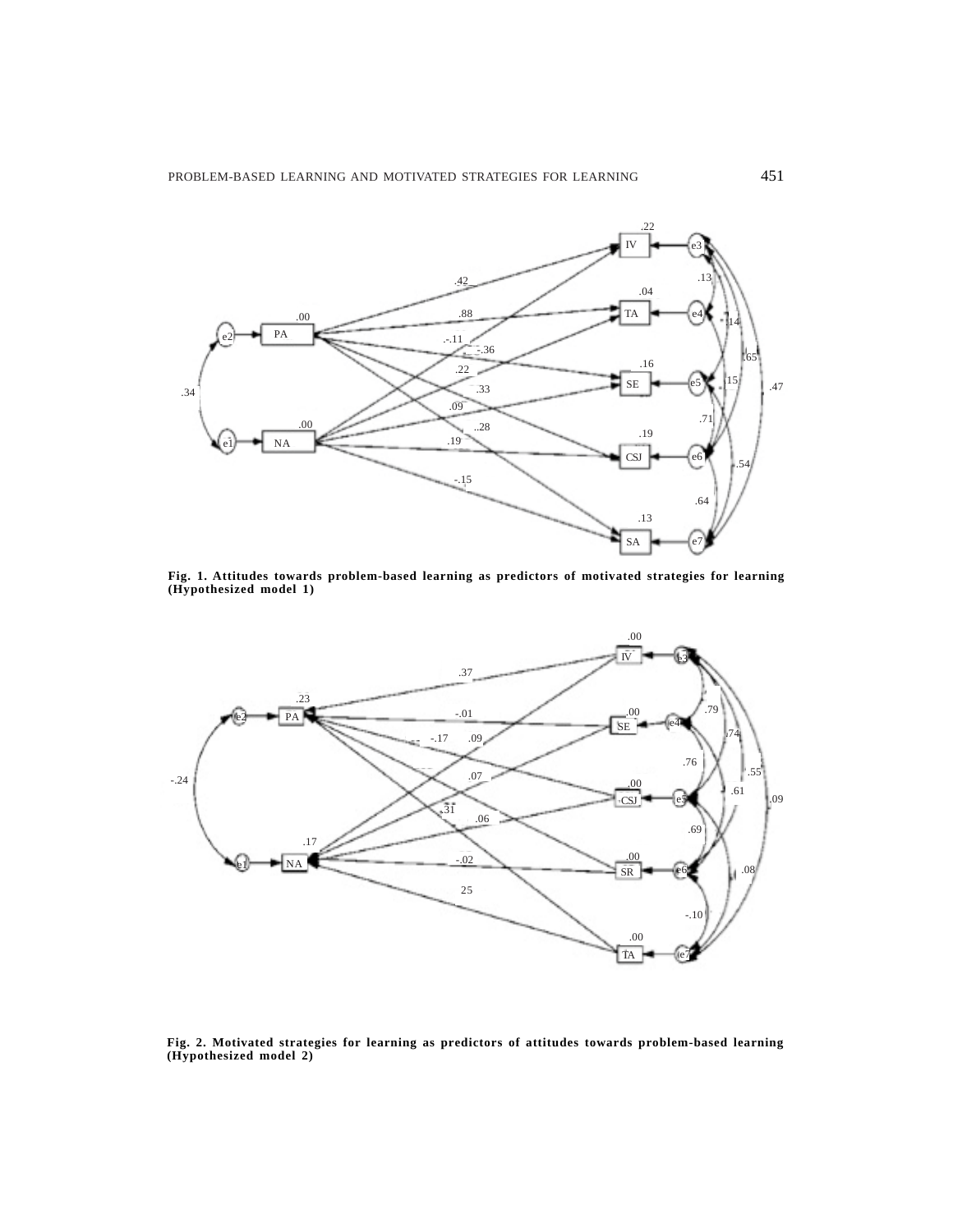Fig. 1. Attitudes towards problem-based learning as predictors of motivated strategies for learning (Hypothesized model 1)

Fig. 2. Motivated strategies for learning as predictors of attitudes towards problem-based learning (Hypothesized model 2)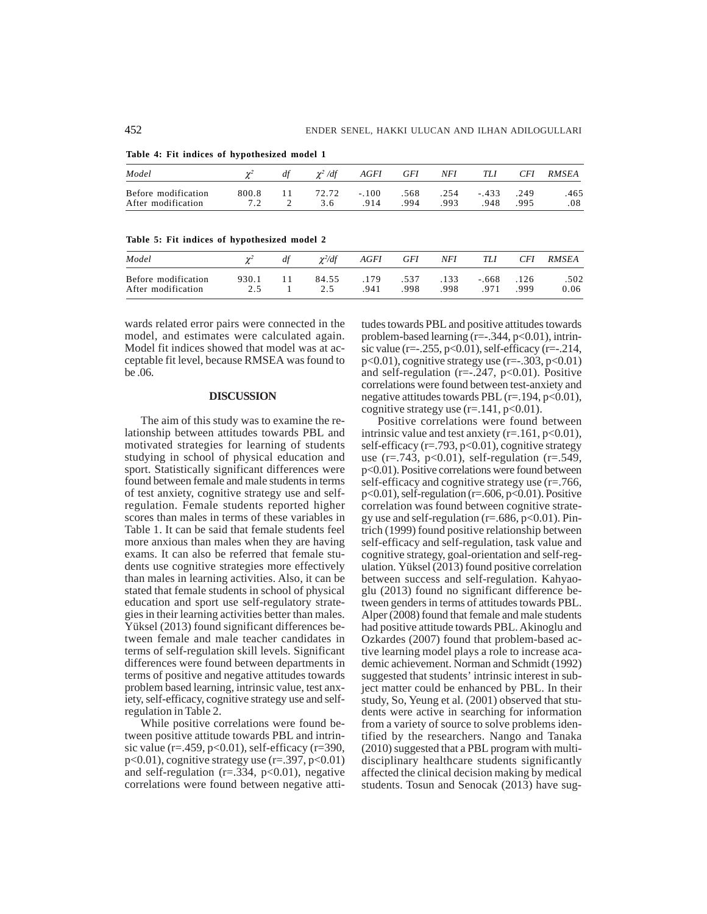**Table 4: Fit indices of hypothesized model 1**

| Model | $\chi^2$ | df | $\chi^2/df$ | AGFI | GFI | NFI | TLI | CFI | RMSEA |
|---|---|---|---|---|---|---|---|---|---|
| Before modification | 800.8 | 11 | 72.72 | -.100 | .568 | .254 | -.433 | .249 | .465 |
| After modification | 7.2 | 2 | 3.6 | .914 | .994 | .993 | .948 | .995 | .08 |

**Table 5: Fit indices of hypothesized model 2**

| Model | $\chi^2$ | df | $\chi^2/df$ | AGFI | GFI | NFI | TLI | CFI | RMSEA |
|---|---|---|---|---|---|---|---|---|---|
| Before modification | 930.1 | 11 | 84.55 | .179 | .537 | .133 | -.668 | .126 | .502 |
| After modification | 2.5 | 1 | 2.5 | .941 | .998 | .998 | .971 | .999 | 0.06 |

wards related error pairs were connected in the model, and estimates were calculated again. Model fit indices showed that model was at acceptable fit level, because RMSEA was found to be .06.

## DISCUSSION

The aim of this study was to examine the relationship between attitudes towards PBL and motivated strategies for learning of students studying in school of physical education and sport. Statistically significant differences were found between female and male students in terms of test anxiety, cognitive strategy use and self-regulation. Female students reported higher scores than males in terms of these variables in Table 1. It can be said that female students feel more anxious than males when they are having exams. It can also be referred that female students use cognitive strategies more effectively than males in learning activities. Also, it can be stated that female students in school of physical education and sport use self-regulatory strategies in their learning activities better than males. Yüksel (2013) found significant differences between female and male teacher candidates in terms of self-regulation skill levels. Significant differences were found between departments in terms of positive and negative attitudes towards problem based learning, intrinsic value, test anxiety, self-efficacy, cognitive strategy use and self-regulation in Table 2.

While positive correlations were found between positive attitude towards PBL and intrinsic value ($r=.459$, $p<0.01$), self-efficacy (r=390, $p<0.01$), cognitive strategy use ($r=.397$, $p<0.01$) and self-regulation ($r=.334$, $p<0.01$), negative correlations were found between negative attitudes towards PBL and positive attitudes towards problem-based learning ($r=-.344$, $p<0.01$), intrinsic value ($r=-.255$, $p<0.01$), self-efficacy ($r=-.214$, $p<0.01$), cognitive strategy use ($r=-.303$, $p<0.01$) and self-regulation ($r=-.247$, $p<0.01$). Positive correlations were found between test-anxiety and negative attitudes towards PBL ($r=.194$, $p<0.01$), cognitive strategy use ($r=.141$, $p<0.01$).

Positive correlations were found between intrinsic value and test anxiety ($r=.161$, $p<0.01$), self-efficacy ($r=.793$, $p<0.01$), cognitive strategy use ($r=.743$, $p<0.01$), self-regulation ($r=.549$, $p<0.01$). Positive correlations were found between self-efficacy and cognitive strategy use ($r=.766$, $p<0.01$), self-regulation ($r=.606$, $p<0.01$). Positive correlation was found between cognitive strategy use and self-regulation ($r=.686$, $p<0.01$). Pintrich (1999) found positive relationship between self-efficacy and self-regulation, task value and cognitive strategy, goal-orientation and self-regulation. Yüksel (2013) found positive correlation between success and self-regulation. Kahyaoglu (2013) found no significant difference between genders in terms of attitudes towards PBL. Alper (2008) found that female and male students had positive attitude towards PBL. Akinoglu and Ozkardes (2007) found that problem-based active learning model plays a role to increase academic achievement. Norman and Schmidt (1992) suggested that students' intrinsic interest in subject matter could be enhanced by PBL. In their study, So, Yeung et al. (2001) observed that students were active in searching for information from a variety of source to solve problems identified by the researchers. Nango and Tanaka (2010) suggested that a PBL program with multidisciplinary healthcare students significantly affected the clinical decision making by medical students. Tosun and Senocak (2013) have sug-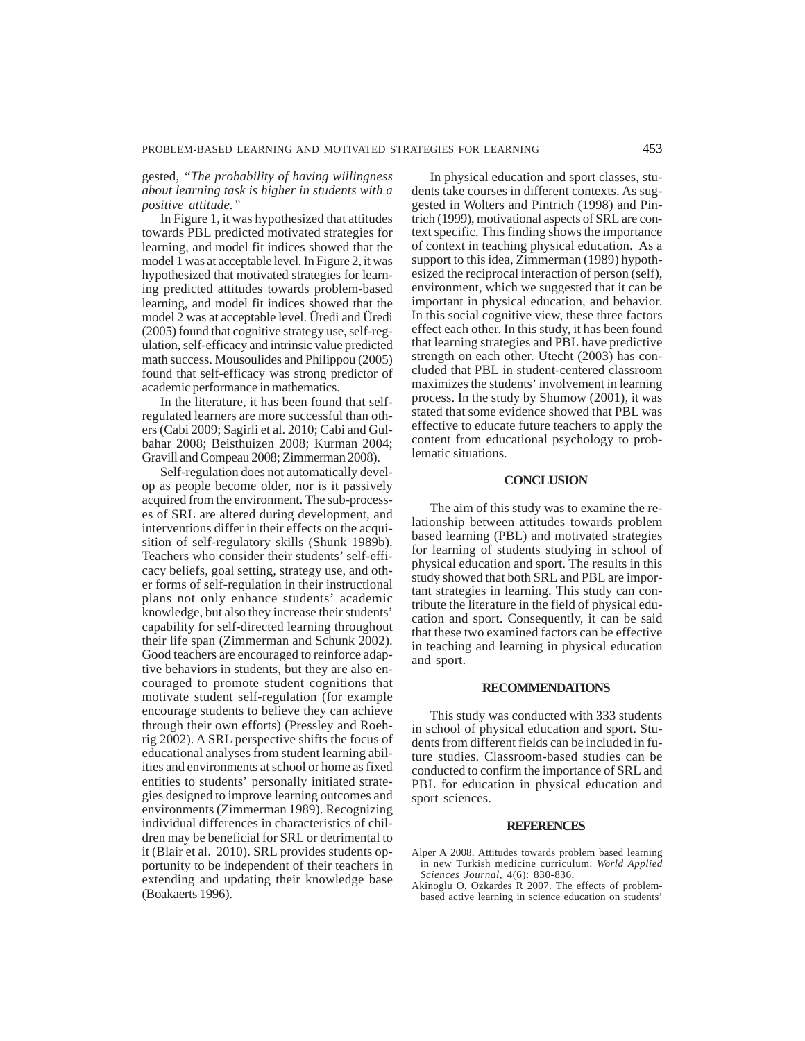gested, *"The probability of having willingness about learning task is higher in students with a positive attitude."*

In Figure 1, it was hypothesized that attitudes towards PBL predicted motivated strategies for learning, and model fit indices showed that the model 1 was at acceptable level. In Figure 2, it was hypothesized that motivated strategies for learning predicted attitudes towards problem-based learning, and model fit indices showed that the model 2 was at acceptable level. Üredi and Üredi (2005) found that cognitive strategy use, self-regulation, self-efficacy and intrinsic value predicted math success. Mousoulides and Philippou (2005) found that self-efficacy was strong predictor of academic performance in mathematics.

In the literature, it has been found that self-regulated learners are more successful than others (Cabi 2009; Sagirli et al. 2010; Cabi and Gulbahar 2008; Beisthuizen 2008; Kurman 2004; Gravill and Compeau 2008; Zimmerman 2008).

Self-regulation does not automatically develop as people become older, nor is it passively acquired from the environment. The sub-processes of SRL are altered during development, and interventions differ in their effects on the acquisition of self-regulatory skills (Shunk 1989b). Teachers who consider their students' self-efficacy beliefs, goal setting, strategy use, and other forms of self-regulation in their instructional plans not only enhance students' academic knowledge, but also they increase their students' capability for self-directed learning throughout their life span (Zimmerman and Schunk 2002). Good teachers are encouraged to reinforce adaptive behaviors in students, but they are also encouraged to promote student cognitions that motivate student self-regulation (for example encourage students to believe they can achieve through their own efforts) (Pressley and Roehrig 2002). A SRL perspective shifts the focus of educational analyses from student learning abilities and environments at school or home as fixed entities to students' personally initiated strategies designed to improve learning outcomes and environments (Zimmerman 1989). Recognizing individual differences in characteristics of children may be beneficial for SRL or detrimental to it (Blair et al. 2010). SRL provides students opportunity to be independent of their teachers in extending and updating their knowledge base (Boakaerts 1996).

In physical education and sport classes, students take courses in different contexts. As suggested in Wolters and Pintrich (1998) and Pintrich (1999), motivational aspects of SRL are context specific. This finding shows the importance of context in teaching physical education. As a support to this idea, Zimmerman (1989) hypothesized the reciprocal interaction of person (self), environment, which we suggested that it can be important in physical education, and behavior. In this social cognitive view, these three factors effect each other. In this study, it has been found that learning strategies and PBL have predictive strength on each other. Utecht (2003) has concluded that PBL in student-centered classroom maximizes the students' involvement in learning process. In the study by Shumow (2001), it was stated that some evidence showed that PBL was effective to educate future teachers to apply the content from educational psychology to problematic situations.

## CONCLUSION

The aim of this study was to examine the relationship between attitudes towards problem based learning (PBL) and motivated strategies for learning of students studying in school of physical education and sport. The results in this study showed that both SRL and PBL are important strategies in learning. This study can contribute the literature in the field of physical education and sport. Consequently, it can be said that these two examined factors can be effective in teaching and learning in physical education and sport.

## RECOMMENDATIONS

This study was conducted with 333 students in school of physical education and sport. Students from different fields can be included in future studies. Classroom-based studies can be conducted to confirm the importance of SRL and PBL for education in physical education and sport sciences.

## REFERENCES

Alper A 2008. Attitudes towards problem based learning in new Turkish medicine curriculum. *World Applied Sciences Journal,* 4(6): 830-836.

Akinoglu O, Ozkardes R 2007. The effects of problem-based active learning in science education on students'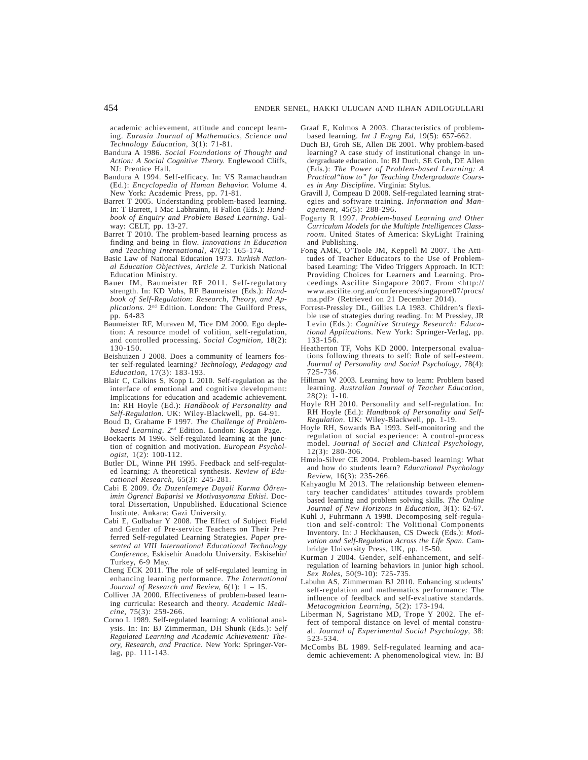academic achievement, attitude and concept learning. *Eurasia Journal of Mathematics, Science and Technology Education*, 3(1): 71-81.

Bandura A 1986. *Social Foundations of Thought and Action: A Social Cognitive Theory.* Englewood Cliffs, NJ: Prentice Hall.

Bandura A 1994. Self-efficacy. In: VS Ramachaudran (Ed.): *Encyclopedia of Human Behavior.* Volume 4. New York: Academic Press, pp. 71-81.

Barret T 2005. Understanding problem-based learning. In: T Barrett, I Mac Labhrainn, H Fallon (Eds.): *Handbook of Enquiry and Problem Based Learning*. Galway: CELT, pp. 13-27.

Barret T 2010. The problem-based learning process as finding and being in flow. *Innovations in Education and Teaching International*, 47(2): 165-174.

Basic Law of National Education 1973. *Turkish National Education Objectives, Article 2.* Turkish National Education Ministry.

Bauer IM, Baumeister RF 2011. Self-regulatory strength. In: KD Vohs, RF Baumeister (Eds.): *Handbook of Self-Regulation: Research, Theory, and Applications.* 2nd Edition. London: The Guilford Press, pp. 64-83

Baumeister RF, Muraven M, Tice DM 2000. Ego depletion: A resource model of volition, self-regulation, and controlled processing. *Social Cognition,* 18(2): 130-150.

Beishuizen J 2008. Does a community of learners foster self-regulated learning? *Technology, Pedagogy and Education,* 17(3): 183-193.

Blair C, Calkins S, Kopp L 2010. Self-regulation as the interface of emotional and cognitive development: Implications for education and academic achievement. In: RH Hoyle (Ed.): *Handbook of Personality and Self-Regulation*. UK: Wiley-Blackwell, pp. 64-91.

Boud D, Grahame F 1997. *The Challenge of Problem-based Learning*. 2nd Edition. London: Kogan Page.

Boekaerts M 1996. Self-regulated learning at the junction of cognition and motivation. *European Psychologist,* 1(2): 100-112.

Butler DL, Winne PH 1995. Feedback and self-regulated learning: A theoretical synthesis. *Review of Educational Research,* 65(3): 245-281.

Cabi E 2009. *Öz Duzenlemeye Dayali Karma Öðrenimin Ögrenci Baþarisi ve Motivasyonuna Etkisi*. Doctoral Dissertation, Unpublished. Educational Science Institute. Ankara: Gazi University.

Cabi E, Gulbahar Y 2008. The Effect of Subject Field and Gender of Pre-service Teachers on Their Preferred Self-regulated Learning Strategies. *Paper presented at VIII International Educational Technology Conference,* Eskisehir Anadolu University. Eskisehir/ Turkey, 6-9 May.

Cheng ECK 2011. The role of self-regulated learning in enhancing learning performance. *The International Journal of Research and Review,* 6(1): 1 – 15.

Colliver JA 2000. Effectiveness of problem-based learning curricula: Research and theory. *Academic Medicine,* 75(3): 259-266.

Corno L 1989. Self-regulated learning: A volitional analysis. In: In: BJ Zimmerman, DH Shunk (Eds.): *Self Regulated Learning and Academic Achievement: Theory, Research, and Practice*. New York: Springer-Verlag, pp. 111-143.

Graaf E, Kolmos A 2003. Characteristics of problem-based learning. *Int J Engng Ed,* 19(5): 657-662.

Duch BJ, Groh SE, Allen DE 2001. Why problem-based learning? A case study of institutional change in undergraduate education. In: BJ Duch, SE Groh, DE Allen (Eds.): *The Power of Problem-based Learning: A Practical"how to" for Teaching Undergraduate Courses in Any Discipline*. Virginia: Stylus.

Gravill J, Compeau D 2008. Self-regulated learning strategies and software training. *Information and Management,* 45(5): 288-296.

Fogarty R 1997. *Problem-based Learning and Other Curriculum Models for the Multiple Intelligences Classroom*. United States of America: SkyLight Training and Publishing.

Fong AMK, O'Toole JM, Keppell M 2007. The Attitudes of Teacher Educators to the Use of Problem-based Learning: The Video Triggers Approach. In: ICT: Providing Choices for Learners and Learning. Proceedings Ascilite Singapore 2007. From <http://www.ascilite.org.au/conferences/singapore07/procs/ma.pdf> (Retrieved on 21 December 2014).

Forrest-Pressley DL, Gillies LA 1983. Children's flexible use of strategies during reading. In: M Pressley, JR Levin (Eds.): *Cognitive Strategy Research: Educational Applications*. New York: Springer-Verlag, pp. 133-156.

Heatherton TF, Vohs KD 2000. Interpersonal evaluations following threats to self: Role of self-esteem. *Journal of Personality and Social Psychology*, 78(4): 725-736.

Hillman W 2003. Learning how to learn: Problem based learning. *Australian Journal of Teacher Education,* 28(2): 1-10.

Hoyle RH 2010. Personality and self-regulation. In: RH Hoyle (Ed.): *Handbook of Personality and Self-Regulation*. UK: Wiley-Blackwell, pp. 1-19.

Hoyle RH, Sowards BA 1993. Self-monitoring and the regulation of social experience: A control-process model. *Journal of Social and Clinical Psychology,* 12(3): 280-306.

Hmelo-Silver CE 2004. Problem-based learning: What and how do students learn? *Educational Psychology Review,* 16(3): 235-266.

Kahyaoglu M 2013. The relationship between elementary teacher candidates' attitudes towards problem based learning and problem solving skills. *The Online Journal of New Horizons in Education,* 3(1): 62-67.

Kuhl J, Fuhrmann A 1998. Decomposing self-regulation and self-control: The Volitional Components Inventory. In: J Heckhausen, CS Dweck (Eds.): *Motivation and Self-Regulation Across the Life Span*. Cambridge University Press, UK, pp. 15-50.

Kurman J 2004. Gender, self-enhancement, and self-regulation of learning behaviors in junior high school. *Sex Roles,* 50(9-10): 725-735.

Labuhn AS, Zimmerman BJ 2010. Enhancing students' self-regulation and mathematics performance: The influence of feedback and self-evaluative standards. *Metacognition Learning,* 5(2): 173-194.

Liberman N, Sagristano MD, Trope Y 2002. The effect of temporal distance on level of mental construal. *Journal of Experimental Social Psychology,* 38: 523-534.

McCombs BL 1989. Self-regulated learning and academic achievement: A phenomenological view. In: BJ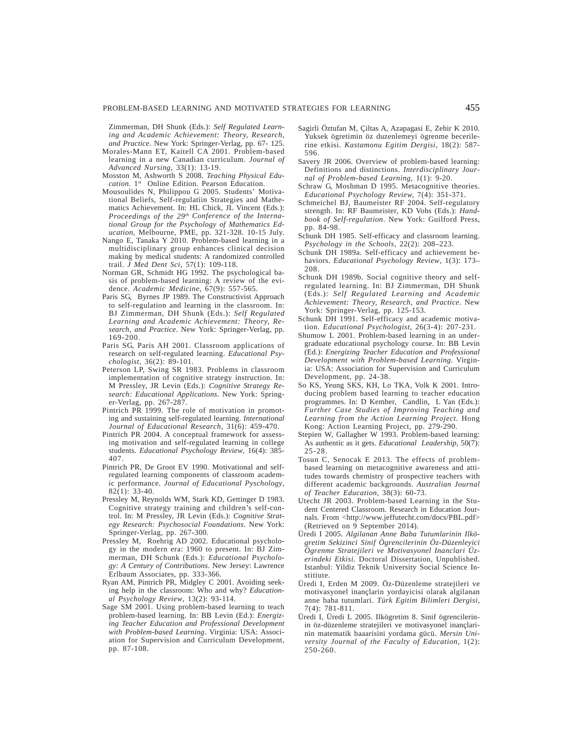Zimmerman, DH Shunk (Eds.): *Self Regulated Learning and Academic Achievement: Theory, Research, and Practice*. New York: Springer-Verlag, pp. 67- 125.

Morales-Mann ET, Kaitell CA 2001. Problem-based learning in a new Canadian curriculum. *Journal of Advanced Nursing*, 33(1): 13-19.

Mosston M, Ashworth S 2008. *Teaching Physical Education*. 1st Online Edition. Pearson Education.

Mousoulides N, Philippou G 2005. Students' Motivational Beliefs, Self-regulatiin Strategies and Mathematics Achievement. In: HL Chick, JL Vincent (Eds.): *Proceedings of the 29th Conference of the International Group for the Psychology of Mathematics Education*, Melbourne, PME, pp. 321-328. 10-15 July.

Nango E, Tanaka Y 2010. Problem-based learning in a multidisciplinary group enhances clinical decision making by medical students: A randomized controlled trail. *J Med Dent Sci*, 57(1): 109-118.

Norman GR, Schmidt HG 1992. The psychological basis of problem-based learning: A review of the evidence. *Academic Medicine*, 67(9): 557-565.

Paris SG, Byrnes JP 1989. The Constructivist Approach to self-regulation and learning in the classroom. In: BJ Zimmerman, DH Shunk (Eds.): *Self Regulated Learning and Academic Achievement: Theory, Research, and Practice*. New York: Springer-Verlag, pp. 169-200.

Paris SG, Paris AH 2001. Classroom applications of research on self-regulated learning. *Educational Psychologist*, 36(2): 89-101.

Peterson LP, Swing SR 1983. Problems in classroom implementation of cognitive strategy instruction. In: M Pressley, JR Levin (Eds.): *Cognitive Strategy Research: Educational Applications*. New York: Springer-Verlag, pp. 267-287.

Pintrich PR 1999. The role of motivation in promoting and sustaining self-regulated learning. *International Journal of Educational Research*, 31(6): 459-470.

Pintrich PR 2004. A conceptual framework for assessing motivation and self-regulated learning in college students. *Educational Psychology Review*, 16(4): 385-407.

Pintrich PR, De Groot EV 1990. Motivational and self-regulated learning components of classroom academic performance. *Journal of Educational Pyschology*, 82(1): 33-40.

Pressley M, Reynolds WM, Stark KD, Gettinger D 1983. Cognitive strategy training and children's self-control. In: M Pressley, JR Levin (Eds.): *Cognitive Strategy Research: Psychosocial Foundations*. New York: Springer-Verlag, pp. 267-300.

Pressley M, Roehrig AD 2002. Educational psychology in the modern era: 1960 to present. In: BJ Zimmerman, DH Schunk (Eds.): *Educational Psychology: A Century of Contributions*. New Jersey: Lawrence Erlbaum Associates, pp. 333-366.

Ryan AM, Pintrich PR, Midgley C 2001. Avoiding seeking help in the classroom: Who and why? *Educational Psychology Review*, 13(2): 93-114.

Sage SM 2001. Using problem-based learning to teach problem-based learning. In: BB Levin (Ed.): *Energizing Teacher Education and Professional Development with Problem-based Learning*. Virginia: USA: Association for Supervision and Curriculum Development, pp. 87-108.

Sagirli Öztufan M, Çiltas A, Azapagasi E, Zehir K 2010. Yuksek ögretimin öz duzenlemeyi ögrenme becerilerine etkisi. *Kastamonu Egitim Dergisi*, 18(2): 587-596.

Savery JR 2006. Overview of problem-based learning: Definitions and distinctions. *Interdisciplinary Journal of Problem-based Learning*, 1(1): 9-20.

Schraw G, Moshman D 1995. Metacognitive theories. *Educational Psychology Review*, 7(4): 351-371.

Schmeichel BJ, Baumeister RF 2004. Self-regulatory strength. In: RF Baumeister, KD Vohs (Eds.): *Handbook of Self-regulation*. New York: Guilford Press, pp. 84-98.

Schunk DH 1985. Self-efficacy and classroom learning. *Psychology in the Schools*, 22(2): 208–223.

Schunk DH 1989a. Self-efficacy and achievement behaviors. *Educational Psychology Review*, 1(3): 173–208.

Schunk DH 1989b. Social cognitive theory and self-regulated learning. In: BJ Zimmerman, DH Shunk (Eds.): *Self Regulated Learning and Academic Achievement: Theory, Research, and Practice*. New York: Springer-Verlag, pp. 125-153.

Schunk DH 1991. Self-efficacy and academic motivation. *Educational Psychologist*, 26(3-4): 207-231.

Shumow L 2001. Problem-based learning in an undergraduate educational psychology course. In: BB Levin (Ed.): *Energizing Teacher Education and Professional Development with Problem-based Learning*. Virginia: USA: Association for Supervision and Curriculum Development, pp. 24-38.

So KS, Yeung SKS, KH, Lo TKA, Volk K 2001. Introducing problem based learning to teacher education programmes. In: D Kember, Candlin, L Yan (Eds.): *Further Case Studies of Improving Teaching and Learning from the Action Learning Project*. Hong Kong: Action Learning Project, pp. 279-290.

Stepien W, Gallagher W 1993. Problem-based learning: As authentic as it gets. *Educational Leadership*, 50(7): 25-28.

Tosun C, Senocak E 2013. The effects of problem-based learning on metacognitive awareness and attitudes towards chemistry of prospective teachers with different academic backgrounds. *Australian Journal of Teacher Education*, 38(3): 60-73.

Utecht JR 2003. Problem-based Learning in the Student Centered Classroom. Research in Education Journals. From <http://www.jeffutecht.com/docs/PBL.pdf> (Retrieved on 9 September 2014).

Üredi I 2005. *Algilanan Anne Baba Tutumlarinin Ilkögretim Sekizinci Sinif Ögrencilerinin Öz-Düzenleyici Ögrenme Stratejileri ve Motivasyonel Inanclari Üzerindeki Etkisi.* Doctoral Dissertation, Unpublished. Istanbul: Yildiz Teknik University Social Science Institute.

Üredi I, Erden M 2009. Öz-Düzenleme stratejileri ve motivasyonel inançlarin yordayicisi olarak algilanan anne baba tutumlari. *Türk Egitim Bilimleri Dergisi*, 7(4): 781-811.

Üredi I, Üredi L 2005. Ilkögretim 8. Sinif ögrencilerinin öz-düzenleme stratejileri ve motivasyonel inançlarinin matematik baaarisini yordama gücü. *Mersin University Journal of the Faculty of Education*, 1(2): 250-260.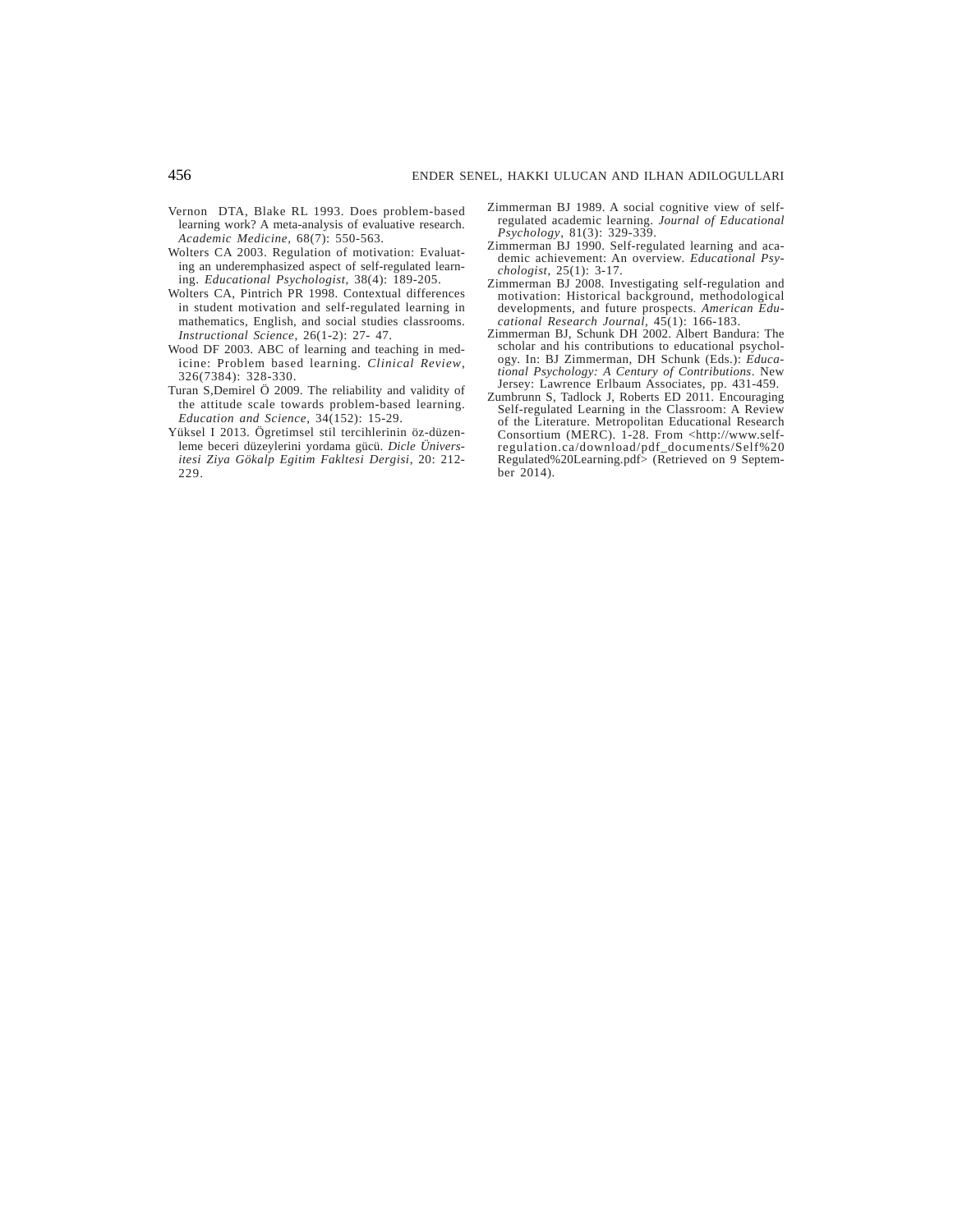Vernon DTA, Blake RL 1993. Does problem-based learning work? A meta-analysis of evaluative research. *Academic Medicine*, 68(7): 550-563.

Wolters CA 2003. Regulation of motivation: Evaluating an underemphasized aspect of self-regulated learning. *Educational Psychologist*, 38(4): 189-205.

Wolters CA, Pintrich PR 1998. Contextual differences in student motivation and self-regulated learning in mathematics, English, and social studies classrooms. *Instructional Science*, 26(1-2): 27- 47.

Wood DF 2003. ABC of learning and teaching in medicine: Problem based learning. *Clinical Review*, 326(7384): 328-330.

Turan S,Demirel Ö 2009. The reliability and validity of the attitude scale towards problem-based learning. *Education and Science*, 34(152): 15-29.

Yüksel I 2013. Ögretimsel stil tercihlerinin öz-düzenleme beceri düzeylerini yordama gücü. *Dicle Üniversitesi Ziya Gökalp Egitim Fakltesi Dergisi*, 20: 212-229.

Zimmerman BJ 1989. A social cognitive view of self-regulated academic learning. *Journal of Educational Psychology*, 81(3): 329-339.

Zimmerman BJ 1990. Self-regulated learning and academic achievement: An overview. *Educational Psychologist*, 25(1): 3-17.

Zimmerman BJ 2008. Investigating self-regulation and motivation: Historical background, methodological developments, and future prospects. *American Educational Research Journal*, 45(1): 166-183.

Zimmerman BJ, Schunk DH 2002. Albert Bandura: The scholar and his contributions to educational psychology. In: BJ Zimmerman, DH Schunk (Eds.): *Educational Psychology: A Century of Contributions*. New Jersey: Lawrence Erlbaum Associates, pp. 431-459.

Zumbrunn S, Tadlock J, Roberts ED 2011. Encouraging Self-regulated Learning in the Classroom: A Review of the Literature. Metropolitan Educational Research Consortium (MERC). 1-28. From <http://www.self-regulation.ca/download/pdf_documents/Self%20Regulated%20Learning.pdf> (Retrieved on 9 September 2014).